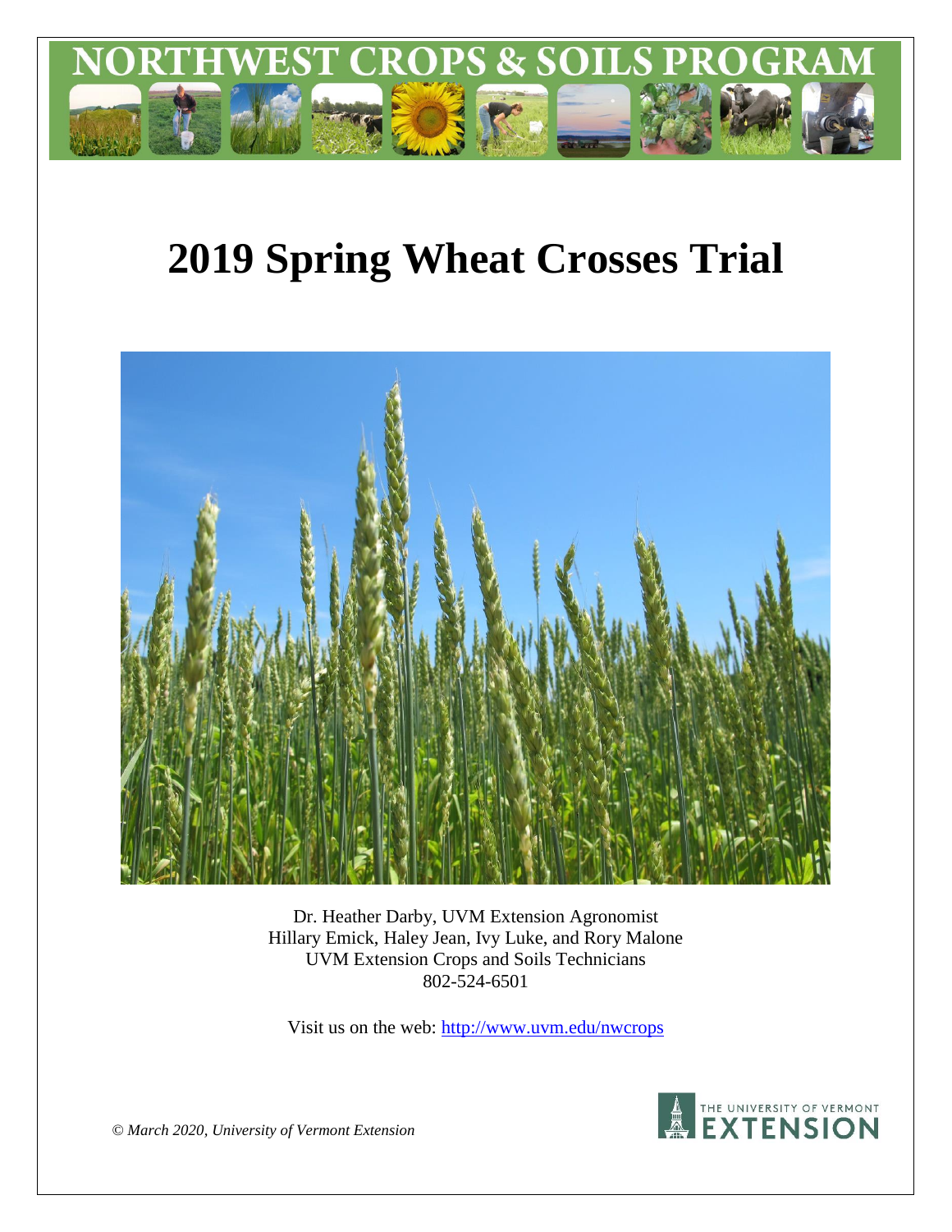# NORTHWEST CROPS & SOILS PROGRAM

# 2019 Spring Wheat Crosses Trial

Dr. Heather Darby, UVM Extension Agronomist
Hillary Emick, Haley Jean, Ivy Luke, and Rory Malone
UVM Extension Crops and Soils Technicians
802-524-6501

Visit us on the web: http://www.uvm.edu/nwcrops

*© March 2020, University of Vermont Extension*

THE UNIVERSITY OF VERMONT EXTENSION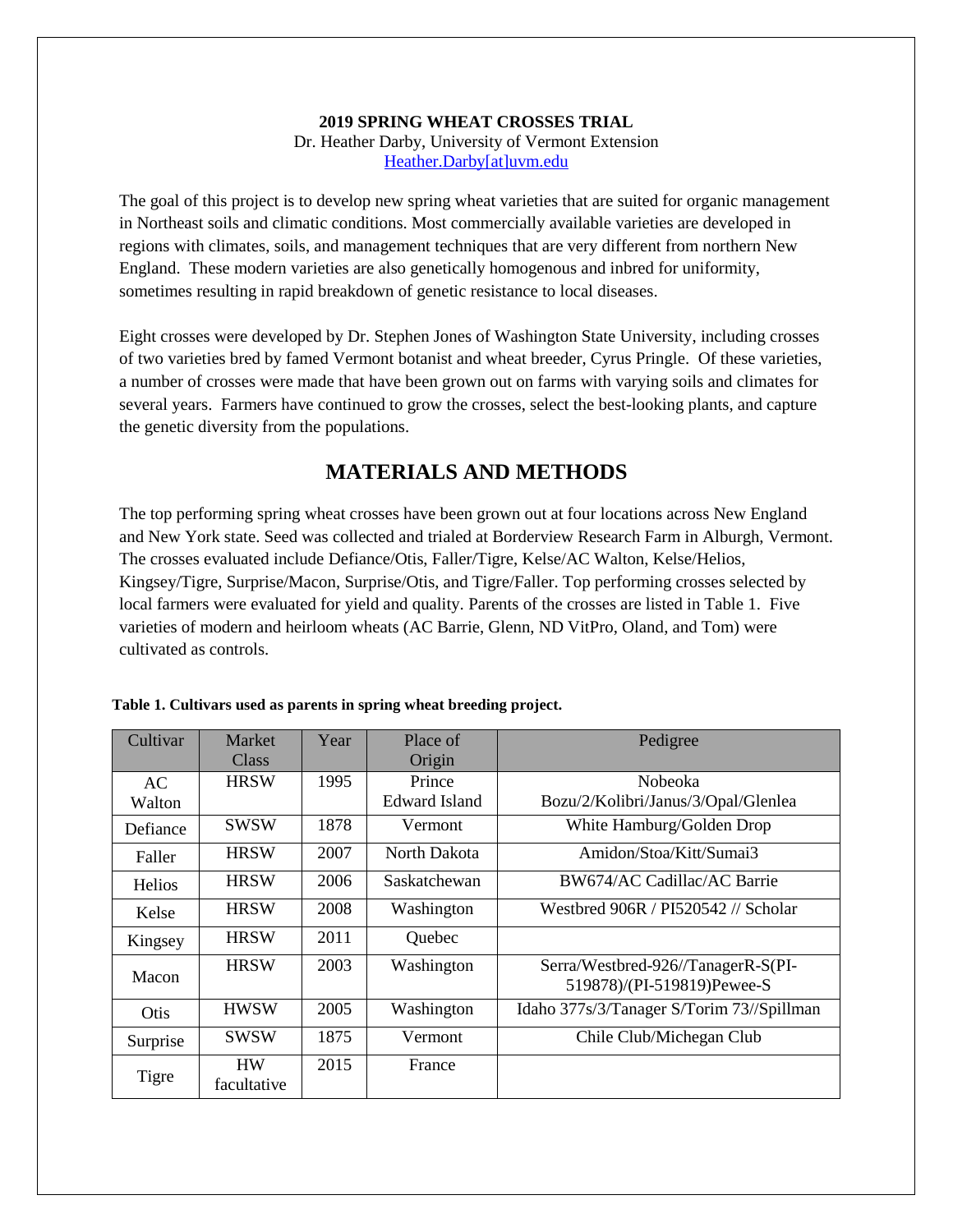**2019 SPRING WHEAT CROSSES TRIAL**
Dr. Heather Darby, University of Vermont Extension
Heather.Darby[at]uvm.edu

The goal of this project is to develop new spring wheat varieties that are suited for organic management in Northeast soils and climatic conditions. Most commercially available varieties are developed in regions with climates, soils, and management techniques that are very different from northern New England. These modern varieties are also genetically homogenous and inbred for uniformity, sometimes resulting in rapid breakdown of genetic resistance to local diseases.

Eight crosses were developed by Dr. Stephen Jones of Washington State University, including crosses of two varieties bred by famed Vermont botanist and wheat breeder, Cyrus Pringle. Of these varieties, a number of crosses were made that have been grown out on farms with varying soils and climates for several years. Farmers have continued to grow the crosses, select the best-looking plants, and capture the genetic diversity from the populations.

## MATERIALS AND METHODS

The top performing spring wheat crosses have been grown out at four locations across New England and New York state. Seed was collected and trialed at Borderview Research Farm in Alburgh, Vermont. The crosses evaluated include Defiance/Otis, Faller/Tigre, Kelse/AC Walton, Kelse/Helios, Kingsey/Tigre, Surprise/Macon, Surprise/Otis, and Tigre/Faller. Top performing crosses selected by local farmers were evaluated for yield and quality. Parents of the crosses are listed in Table 1. Five varieties of modern and heirloom wheats (AC Barrie, Glenn, ND VitPro, Oland, and Tom) were cultivated as controls.

**Table 1. Cultivars used as parents in spring wheat breeding project.**

| Cultivar | Market Class | Year | Place of Origin | Pedigree |
|---|---|---|---|---|
| AC Walton | HRSW | 1995 | Prince Edward Island | Nobeoka Bozu/2/Kolibri/Janus/3/Opal/Glenlea |
| Defiance | SWSW | 1878 | Vermont | White Hamburg/Golden Drop |
| Faller | HRSW | 2007 | North Dakota | Amidon/Stoa/Kitt/Sumai3 |
| Helios | HRSW | 2006 | Saskatchewan | BW674/AC Cadillac/AC Barrie |
| Kelse | HRSW | 2008 | Washington | Westbred 906R / PI520542 // Scholar |
| Kingsey | HRSW | 2011 | Quebec | |
| Macon | HRSW | 2003 | Washington | Serra/Westbred-926//TanagerR-S(PI-519878)/(PI-519819)Pewee-S |
| Otis | HWSW | 2005 | Washington | Idaho 377s/3/Tanager S/Torim 73//Spillman |
| Surprise | SWSW | 1875 | Vermont | Chile Club/Michegan Club |
| Tigre | HW facultative | 2015 | France | |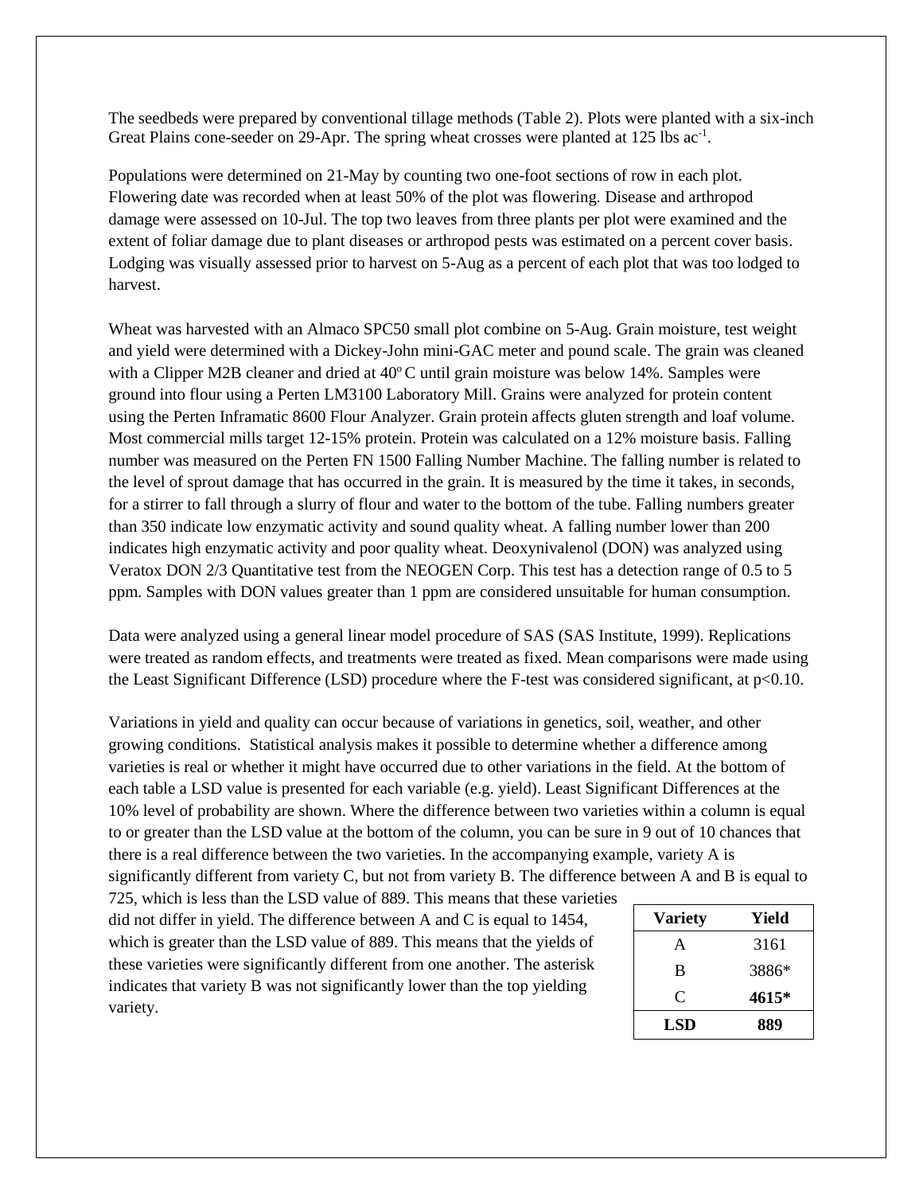The seedbeds were prepared by conventional tillage methods (Table 2). Plots were planted with a six-inch Great Plains cone-seeder on 29-Apr. The spring wheat crosses were planted at 125 lbs $ac^{-1}$.

Populations were determined on 21-May by counting two one-foot sections of row in each plot. Flowering date was recorded when at least 50% of the plot was flowering. Disease and arthropod damage were assessed on 10-Jul. The top two leaves from three plants per plot were examined and the extent of foliar damage due to plant diseases or arthropod pests was estimated on a percent cover basis. Lodging was visually assessed prior to harvest on 5-Aug as a percent of each plot that was too lodged to harvest.

Wheat was harvested with an Almaco SPC50 small plot combine on 5-Aug. Grain moisture, test weight and yield were determined with a Dickey-John mini-GAC meter and pound scale. The grain was cleaned with a Clipper M2B cleaner and dried at $40^{o}$ C until grain moisture was below 14%. Samples were ground into flour using a Perten LM3100 Laboratory Mill. Grains were analyzed for protein content using the Perten Inframatic 8600 Flour Analyzer. Grain protein affects gluten strength and loaf volume. Most commercial mills target 12-15% protein. Protein was calculated on a 12% moisture basis. Falling number was measured on the Perten FN 1500 Falling Number Machine. The falling number is related to the level of sprout damage that has occurred in the grain. It is measured by the time it takes, in seconds, for a stirrer to fall through a slurry of flour and water to the bottom of the tube. Falling numbers greater than 350 indicate low enzymatic activity and sound quality wheat. A falling number lower than 200 indicates high enzymatic activity and poor quality wheat. Deoxynivalenol (DON) was analyzed using Veratox DON 2/3 Quantitative test from the NEOGEN Corp. This test has a detection range of 0.5 to 5 ppm. Samples with DON values greater than 1 ppm are considered unsuitable for human consumption.

Data were analyzed using a general linear model procedure of SAS (SAS Institute, 1999). Replications were treated as random effects, and treatments were treated as fixed. Mean comparisons were made using the Least Significant Difference (LSD) procedure where the F-test was considered significant, at $p<0.10$.

Variations in yield and quality can occur because of variations in genetics, soil, weather, and other growing conditions. Statistical analysis makes it possible to determine whether a difference among varieties is real or whether it might have occurred due to other variations in the field. At the bottom of each table a LSD value is presented for each variable (e.g. yield). Least Significant Differences at the 10% level of probability are shown. Where the difference between two varieties within a column is equal to or greater than the LSD value at the bottom of the column, you can be sure in 9 out of 10 chances that there is a real difference between the two varieties. In the accompanying example, variety A is significantly different from variety C, but not from variety B. The difference between A and B is equal to 725, which is less than the LSD value of 889. This means that these varieties did not differ in yield. The difference between A and C is equal to 1454, which is greater than the LSD value of 889. This means that the yields of these varieties were significantly different from one another. The asterisk indicates that variety B was not significantly lower than the top yielding variety.

| Variety | Yield |
|---|---|
| A | 3161 |
| B | 3886* |
| C | **4615*** |
| **LSD** | **889** |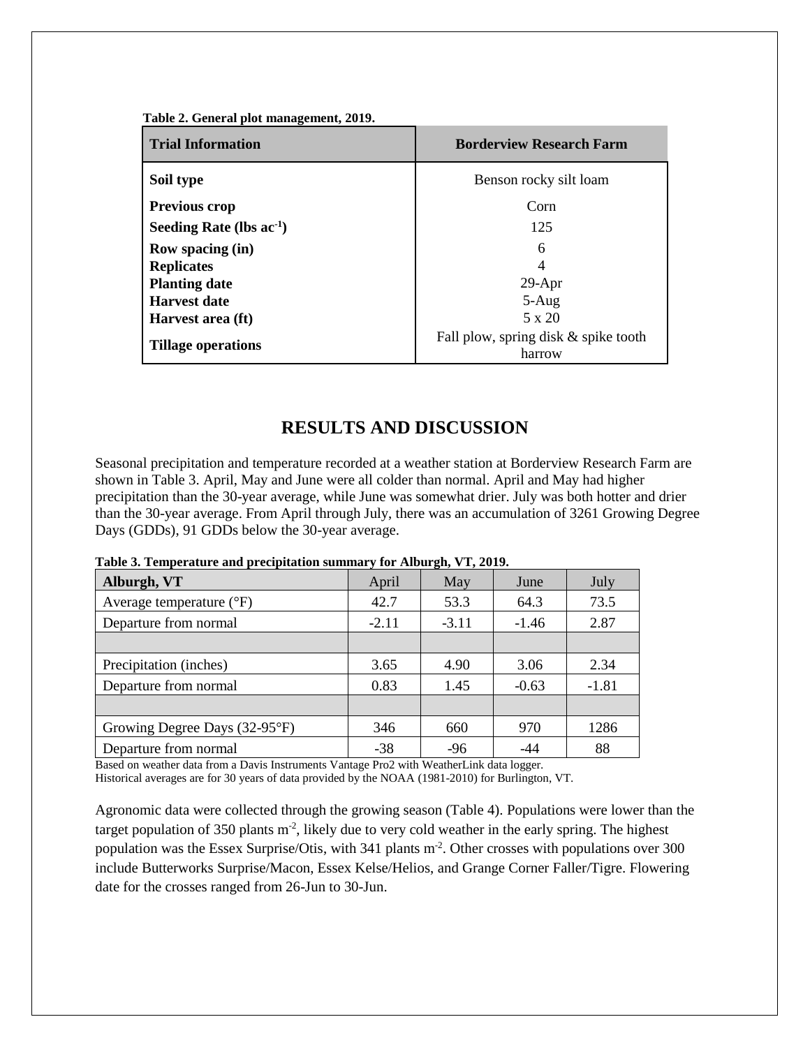**Table 2. General plot management, 2019.**

| Trial Information | Borderview Research Farm |
|---|---|
| **Soil type** | Benson rocky silt loam |
| **Previous crop** | Corn |
| **Seeding Rate (lbs ac$^{-1}$)** | 125 |
| **Row spacing (in)** | 6 |
| **Replicates** | 4 |
| **Planting date** | 29-Apr |
| **Harvest date** | 5-Aug |
| **Harvest area (ft)** | 5 x 20 |
| **Tillage operations** | Fall plow, spring disk & spike tooth harrow |

# RESULTS AND DISCUSSION

Seasonal precipitation and temperature recorded at a weather station at Borderview Research Farm are shown in Table 3. April, May and June were all colder than normal. April and May had higher precipitation than the 30-year average, while June was somewhat drier. July was both hotter and drier than the 30-year average. From April through July, there was an accumulation of 3261 Growing Degree Days (GDDs), 91 GDDs below the 30-year average.

**Table 3. Temperature and precipitation summary for Alburgh, VT, 2019.**

| Alburgh, VT | April | May | June | July |
|---|---|---|---|---|
| Average temperature (°F) | 42.7 | 53.3 | 64.3 | 73.5 |
| Departure from normal | -2.11 | -3.11 | -1.46 | 2.87 |
| | | | | |
| Precipitation (inches) | 3.65 | 4.90 | 3.06 | 2.34 |
| Departure from normal | 0.83 | 1.45 | -0.63 | -1.81 |
| | | | | |
| Growing Degree Days (32-95°F) | 346 | 660 | 970 | 1286 |
| Departure from normal | -38 | -96 | -44 | 88 |

Based on weather data from a Davis Instruments Vantage Pro2 with WeatherLink data logger.
Historical averages are for 30 years of data provided by the NOAA (1981-2010) for Burlington, VT.

Agronomic data were collected through the growing season (Table 4). Populations were lower than the target population of 350 plants m$^{-2}$, likely due to very cold weather in the early spring. The highest population was the Essex Surprise/Otis, with 341 plants m$^{-2}$. Other crosses with populations over 300 include Butterworks Surprise/Macon, Essex Kelse/Helios, and Grange Corner Faller/Tigre. Flowering date for the crosses ranged from 26-Jun to 30-Jun.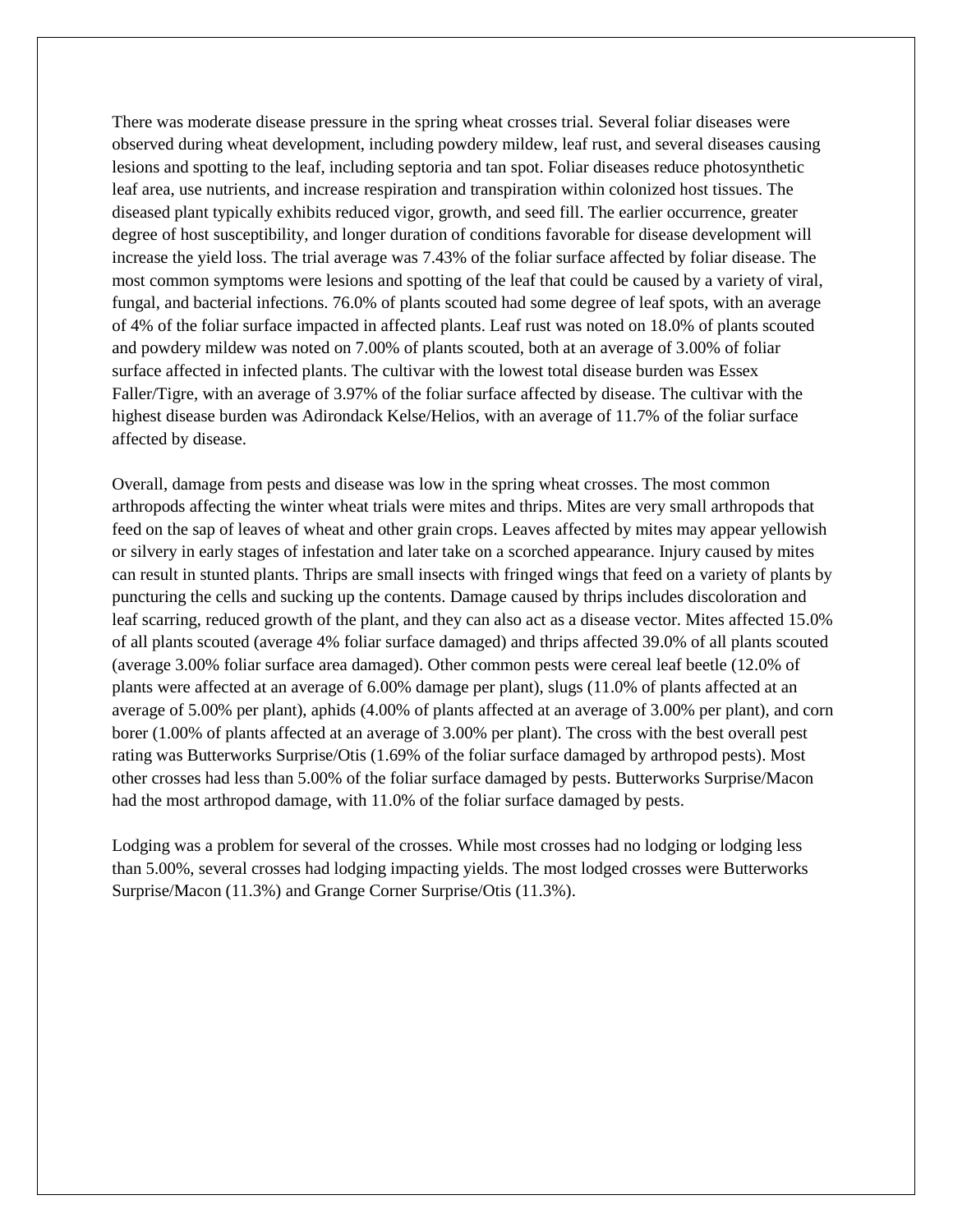There was moderate disease pressure in the spring wheat crosses trial. Several foliar diseases were observed during wheat development, including powdery mildew, leaf rust, and several diseases causing lesions and spotting to the leaf, including septoria and tan spot. Foliar diseases reduce photosynthetic leaf area, use nutrients, and increase respiration and transpiration within colonized host tissues. The diseased plant typically exhibits reduced vigor, growth, and seed fill. The earlier occurrence, greater degree of host susceptibility, and longer duration of conditions favorable for disease development will increase the yield loss. The trial average was 7.43% of the foliar surface affected by foliar disease. The most common symptoms were lesions and spotting of the leaf that could be caused by a variety of viral, fungal, and bacterial infections. 76.0% of plants scouted had some degree of leaf spots, with an average of 4% of the foliar surface impacted in affected plants. Leaf rust was noted on 18.0% of plants scouted and powdery mildew was noted on 7.00% of plants scouted, both at an average of 3.00% of foliar surface affected in infected plants. The cultivar with the lowest total disease burden was Essex Faller/Tigre, with an average of 3.97% of the foliar surface affected by disease. The cultivar with the highest disease burden was Adirondack Kelse/Helios, with an average of 11.7% of the foliar surface affected by disease.

Overall, damage from pests and disease was low in the spring wheat crosses. The most common arthropods affecting the winter wheat trials were mites and thrips. Mites are very small arthropods that feed on the sap of leaves of wheat and other grain crops. Leaves affected by mites may appear yellowish or silvery in early stages of infestation and later take on a scorched appearance. Injury caused by mites can result in stunted plants. Thrips are small insects with fringed wings that feed on a variety of plants by puncturing the cells and sucking up the contents. Damage caused by thrips includes discoloration and leaf scarring, reduced growth of the plant, and they can also act as a disease vector. Mites affected 15.0% of all plants scouted (average 4% foliar surface damaged) and thrips affected 39.0% of all plants scouted (average 3.00% foliar surface area damaged). Other common pests were cereal leaf beetle (12.0% of plants were affected at an average of 6.00% damage per plant), slugs (11.0% of plants affected at an average of 5.00% per plant), aphids (4.00% of plants affected at an average of 3.00% per plant), and corn borer (1.00% of plants affected at an average of 3.00% per plant). The cross with the best overall pest rating was Butterworks Surprise/Otis (1.69% of the foliar surface damaged by arthropod pests). Most other crosses had less than 5.00% of the foliar surface damaged by pests. Butterworks Surprise/Macon had the most arthropod damage, with 11.0% of the foliar surface damaged by pests.

Lodging was a problem for several of the crosses. While most crosses had no lodging or lodging less than 5.00%, several crosses had lodging impacting yields. The most lodged crosses were Butterworks Surprise/Macon (11.3%) and Grange Corner Surprise/Otis (11.3%).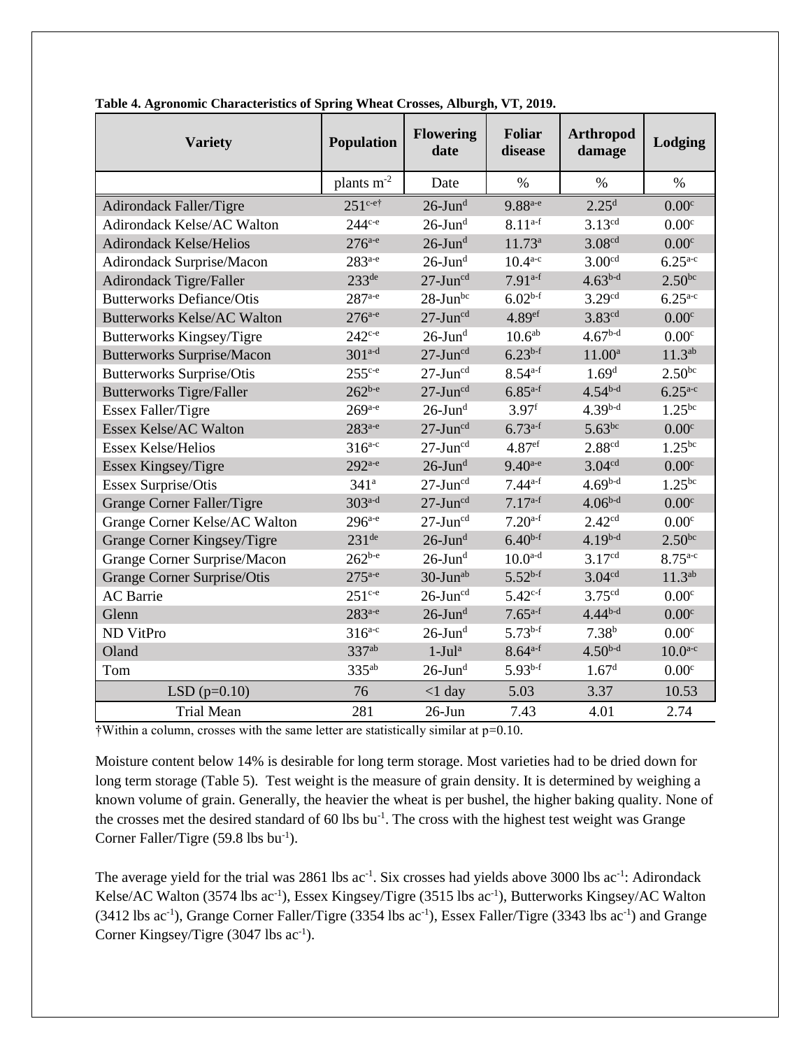**Table 4. Agronomic Characteristics of Spring Wheat Crosses, Alburgh, VT, 2019.**

| Variety | Population | Flowering date | Foliar disease | Arthropod damage | Lodging |
|---|---|---|---|---|---|
| | plants $m^{-2}$ | Date | % | % | % |
| Adirondack Faller/Tigre | 251[c-e†] | 26-Jun[d] | 9.88[a-e] | 2.25[d] | 0.00[c] |
| Adirondack Kelse/AC Walton | 244[c-e] | 26-Jun[d] | 8.11[a-f] | 3.13[cd] | 0.00[c] |
| Adirondack Kelse/Helios | 276[a-e] | 26-Jun[d] | 11.73[a] | 3.08[cd] | 0.00[c] |
| Adirondack Surprise/Macon | 283[a-e] | 26-Jun[d] | 10.4[a-c] | 3.00[cd] | 6.25[a-c] |
| Adirondack Tigre/Faller | 233[de] | 27-Jun[cd] | 7.91[a-f] | 4.63[b-d] | 2.50[bc] |
| Butterworks Defiance/Otis | 287[a-e] | 28-Jun[bc] | 6.02[b-f] | 3.29[cd] | 6.25[a-c] |
| Butterworks Kelse/AC Walton | 276[a-e] | 27-Jun[cd] | 4.89[ef] | 3.83[cd] | 0.00[c] |
| Butterworks Kingsey/Tigre | 242[c-e] | 26-Jun[d] | 10.6[ab] | 4.67[b-d] | 0.00[c] |
| Butterworks Surprise/Macon | 301[a-d] | 27-Jun[cd] | 6.23[b-f] | 11.00[a] | 11.3[ab] |
| Butterworks Surprise/Otis | 255[c-e] | 27-Jun[cd] | 8.54[a-f] | 1.69[d] | 2.50[bc] |
| Butterworks Tigre/Faller | 262[b-e] | 27-Jun[cd] | 6.85[a-f] | 4.54[b-d] | 6.25[a-c] |
| Essex Faller/Tigre | 269[a-e] | 26-Jun[d] | 3.97[f] | 4.39[b-d] | 1.25[bc] |
| Essex Kelse/AC Walton | 283[a-e] | 27-Jun[cd] | 6.73[a-f] | 5.63[bc] | 0.00[c] |
| Essex Kelse/Helios | 316[a-c] | 27-Jun[cd] | 4.87[ef] | 2.88[cd] | 1.25[bc] |
| Essex Kingsey/Tigre | 292[a-e] | 26-Jun[d] | 9.40[a-e] | 3.04[cd] | 0.00[c] |
| Essex Surprise/Otis | 341[a] | 27-Jun[cd] | 7.44[a-f] | 4.69[b-d] | 1.25[bc] |
| Grange Corner Faller/Tigre | 303[a-d] | 27-Jun[cd] | 7.17[a-f] | 4.06[b-d] | 0.00[c] |
| Grange Corner Kelse/AC Walton | 296[a-e] | 27-Jun[cd] | 7.20[a-f] | 2.42[cd] | 0.00[c] |
| Grange Corner Kingsey/Tigre | 231[de] | 26-Jun[d] | 6.40[b-f] | 4.19[b-d] | 2.50[bc] |
| Grange Corner Surprise/Macon | 262[b-e] | 26-Jun[d] | 10.0[a-d] | 3.17[cd] | 8.75[a-c] |
| Grange Corner Surprise/Otis | 275[a-e] | 30-Jun[ab] | 5.52[b-f] | 3.04[cd] | 11.3[ab] |
| AC Barrie | 251[c-e] | 26-Jun[cd] | 5.42[c-f] | 3.75[cd] | 0.00[c] |
| Glenn | 283[a-e] | 26-Jun[d] | 7.65[a-f] | 4.44[b-d] | 0.00[c] |
| ND VitPro | 316[a-c] | 26-Jun[d] | 5.73[b-f] | 7.38[b] | 0.00[c] |
| Oland | 337[ab] | 1-Jul[a] | 8.64[a-f] | 4.50[b-d] | 10.0[a-c] |
| Tom | 335[ab] | 26-Jun[d] | 5.93[b-f] | 1.67[d] | 0.00[c] |
| LSD (p=0.10) | 76 | <1 day | 5.03 | 3.37 | 10.53 |
| Trial Mean | 281 | 26-Jun | 7.43 | 4.01 | 2.74 |

†Within a column, crosses with the same letter are statistically similar at p=0.10.

Moisture content below 14% is desirable for long term storage. Most varieties had to be dried down for long term storage (Table 5). Test weight is the measure of grain density. It is determined by weighing a known volume of grain. Generally, the heavier the wheat is per bushel, the higher baking quality. None of the crosses met the desired standard of 60 lbs $bu^{-1}$. The cross with the highest test weight was Grange Corner Faller/Tigre (59.8 lbs $bu^{-1}$).

The average yield for the trial was 2861 lbs $ac^{-1}$. Six crosses had yields above 3000 lbs $ac^{-1}$: Adirondack Kelse/AC Walton (3574 lbs $ac^{-1}$), Essex Kingsey/Tigre (3515 lbs $ac^{-1}$), Butterworks Kingsey/AC Walton (3412 lbs $ac^{-1}$), Grange Corner Faller/Tigre (3354 lbs $ac^{-1}$), Essex Faller/Tigre (3343 lbs $ac^{-1}$) and Grange Corner Kingsey/Tigre (3047 lbs $ac^{-1}$).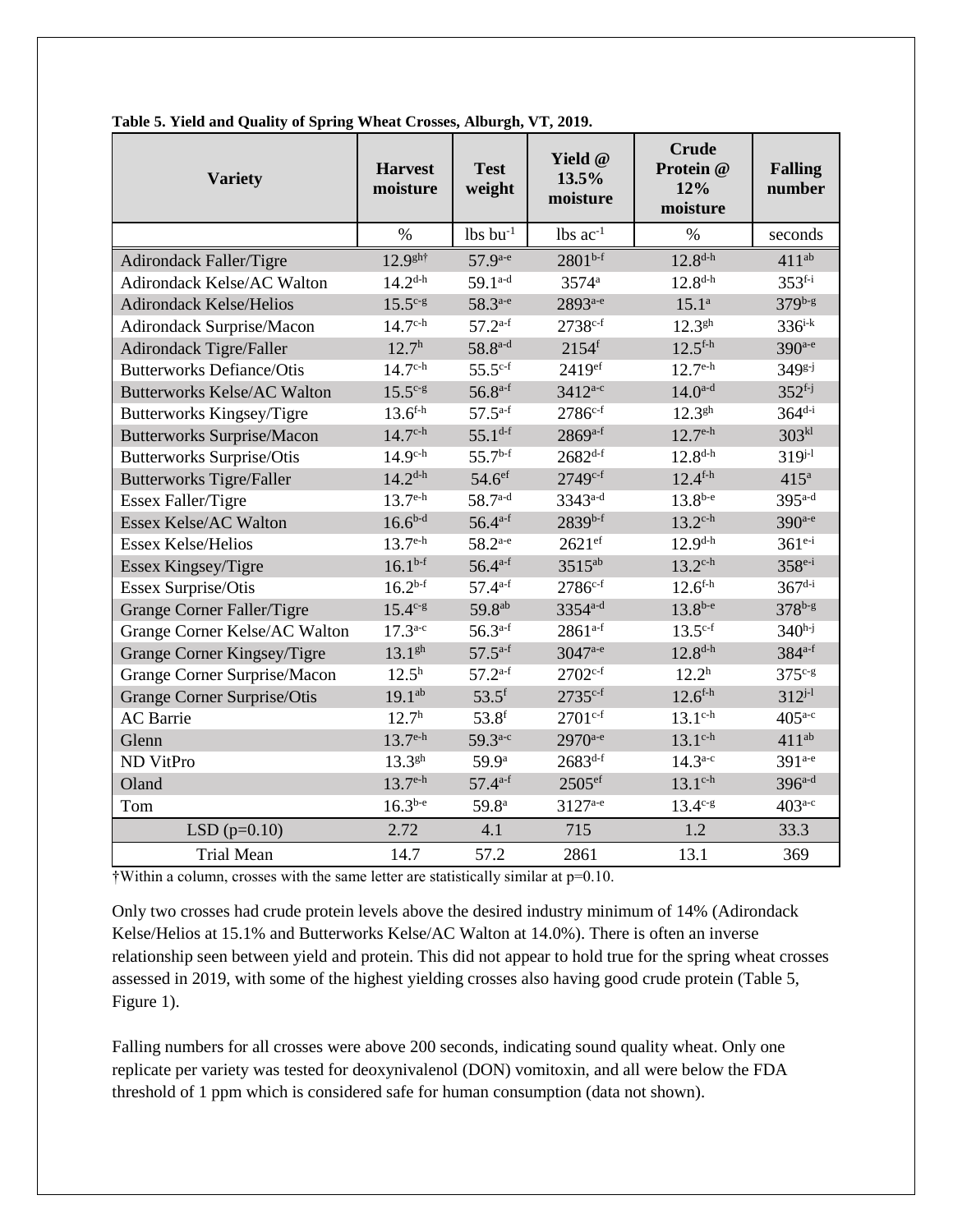**Table 5. Yield and Quality of Spring Wheat Crosses, Alburgh, VT, 2019.**

| Variety | Harvest moisture | Test weight | Yield @ 13.5% moisture | Crude Protein @ 12% moisture | Falling number |
|---|---|---|---|---|---|
| | % | lbs bu$^{-1}$ | lbs ac$^{-1}$ | % | seconds |
| Adirondack Faller/Tigre | 12.9$^{gh†}$ | 57.9$^{a-e}$ | 2801$^{b-f}$ | 12.8$^{d-h}$ | 411$^{ab}$ |
| Adirondack Kelse/AC Walton | 14.2$^{d-h}$ | 59.1$^{a-d}$ | 3574$^{a}$ | 12.8$^{d-h}$ | 353$^{f-i}$ |
| Adirondack Kelse/Helios | 15.5$^{c-g}$ | 58.3$^{a-e}$ | 2893$^{a-e}$ | 15.1$^{a}$ | 379$^{b-g}$ |
| Adirondack Surprise/Macon | 14.7$^{c-h}$ | 57.2$^{a-f}$ | 2738$^{c-f}$ | 12.3$^{gh}$ | 336$^{i-k}$ |
| Adirondack Tigre/Faller | 12.7$^{h}$ | 58.8$^{a-d}$ | 2154$^{f}$ | 12.5$^{f-h}$ | 390$^{a-e}$ |
| Butterworks Defiance/Otis | 14.7$^{c-h}$ | 55.5$^{c-f}$ | 2419$^{ef}$ | 12.7$^{e-h}$ | 349$^{g-j}$ |
| Butterworks Kelse/AC Walton | 15.5$^{c-g}$ | 56.8$^{a-f}$ | 3412$^{a-c}$ | 14.0$^{a-d}$ | 352$^{f-j}$ |
| Butterworks Kingsey/Tigre | 13.6$^{f-h}$ | 57.5$^{a-f}$ | 2786$^{c-f}$ | 12.3$^{gh}$ | 364$^{d-i}$ |
| Butterworks Surprise/Macon | 14.7$^{c-h}$ | 55.1$^{d-f}$ | 2869$^{a-f}$ | 12.7$^{e-h}$ | 303$^{kl}$ |
| Butterworks Surprise/Otis | 14.9$^{c-h}$ | 55.7$^{b-f}$ | 2682$^{d-f}$ | 12.8$^{d-h}$ | 319$^{j-l}$ |
| Butterworks Tigre/Faller | 14.2$^{d-h}$ | 54.6$^{ef}$ | 2749$^{c-f}$ | 12.4$^{f-h}$ | 415$^{a}$ |
| Essex Faller/Tigre | 13.7$^{e-h}$ | 58.7$^{a-d}$ | 3343$^{a-d}$ | 13.8$^{b-e}$ | 395$^{a-d}$ |
| Essex Kelse/AC Walton | 16.6$^{b-d}$ | 56.4$^{a-f}$ | 2839$^{b-f}$ | 13.2$^{c-h}$ | 390$^{a-e}$ |
| Essex Kelse/Helios | 13.7$^{e-h}$ | 58.2$^{a-e}$ | 2621$^{ef}$ | 12.9$^{d-h}$ | 361$^{e-i}$ |
| Essex Kingsey/Tigre | 16.1$^{b-f}$ | 56.4$^{a-f}$ | 3515$^{ab}$ | 13.2$^{c-h}$ | 358$^{e-i}$ |
| Essex Surprise/Otis | 16.2$^{b-f}$ | 57.4$^{a-f}$ | 2786$^{c-f}$ | 12.6$^{f-h}$ | 367$^{d-i}$ |
| Grange Corner Faller/Tigre | 15.4$^{c-g}$ | 59.8$^{ab}$ | 3354$^{a-d}$ | 13.8$^{b-e}$ | 378$^{b-g}$ |
| Grange Corner Kelse/AC Walton | 17.3$^{a-c}$ | 56.3$^{a-f}$ | 2861$^{a-f}$ | 13.5$^{c-f}$ | 340$^{h-j}$ |
| Grange Corner Kingsey/Tigre | 13.1$^{gh}$ | 57.5$^{a-f}$ | 3047$^{a-e}$ | 12.8$^{d-h}$ | 384$^{a-f}$ |
| Grange Corner Surprise/Macon | 12.5$^{h}$ | 57.2$^{a-f}$ | 2702$^{c-f}$ | 12.2$^{h}$ | 375$^{c-g}$ |
| Grange Corner Surprise/Otis | 19.1$^{ab}$ | 53.5$^{f}$ | 2735$^{c-f}$ | 12.6$^{f-h}$ | 312$^{j-l}$ |
| AC Barrie | 12.7$^{h}$ | 53.8$^{f}$ | 2701$^{c-f}$ | 13.1$^{c-h}$ | 405$^{a-c}$ |
| Glenn | 13.7$^{e-h}$ | 59.3$^{a-c}$ | 2970$^{a-e}$ | 13.1$^{c-h}$ | 411$^{ab}$ |
| ND VitPro | 13.3$^{gh}$ | 59.9$^{a}$ | 2683$^{d-f}$ | 14.3$^{a-c}$ | 391$^{a-e}$ |
| Oland | 13.7$^{e-h}$ | 57.4$^{a-f}$ | 2505$^{ef}$ | 13.1$^{c-h}$ | 396$^{a-d}$ |
| Tom | 16.3$^{b-e}$ | 59.8$^{a}$ | 3127$^{a-e}$ | 13.4$^{c-g}$ | 403$^{a-c}$ |
| LSD (p=0.10) | 2.72 | 4.1 | 715 | 1.2 | 33.3 |
| Trial Mean | 14.7 | 57.2 | 2861 | 13.1 | 369 |

†Within a column, crosses with the same letter are statistically similar at p=0.10.

Only two crosses had crude protein levels above the desired industry minimum of 14% (Adirondack Kelse/Helios at 15.1% and Butterworks Kelse/AC Walton at 14.0%). There is often an inverse relationship seen between yield and protein. This did not appear to hold true for the spring wheat crosses assessed in 2019, with some of the highest yielding crosses also having good crude protein (Table 5, Figure 1).

Falling numbers for all crosses were above 200 seconds, indicating sound quality wheat. Only one replicate per variety was tested for deoxynivalenol (DON) vomitoxin, and all were below the FDA threshold of 1 ppm which is considered safe for human consumption (data not shown).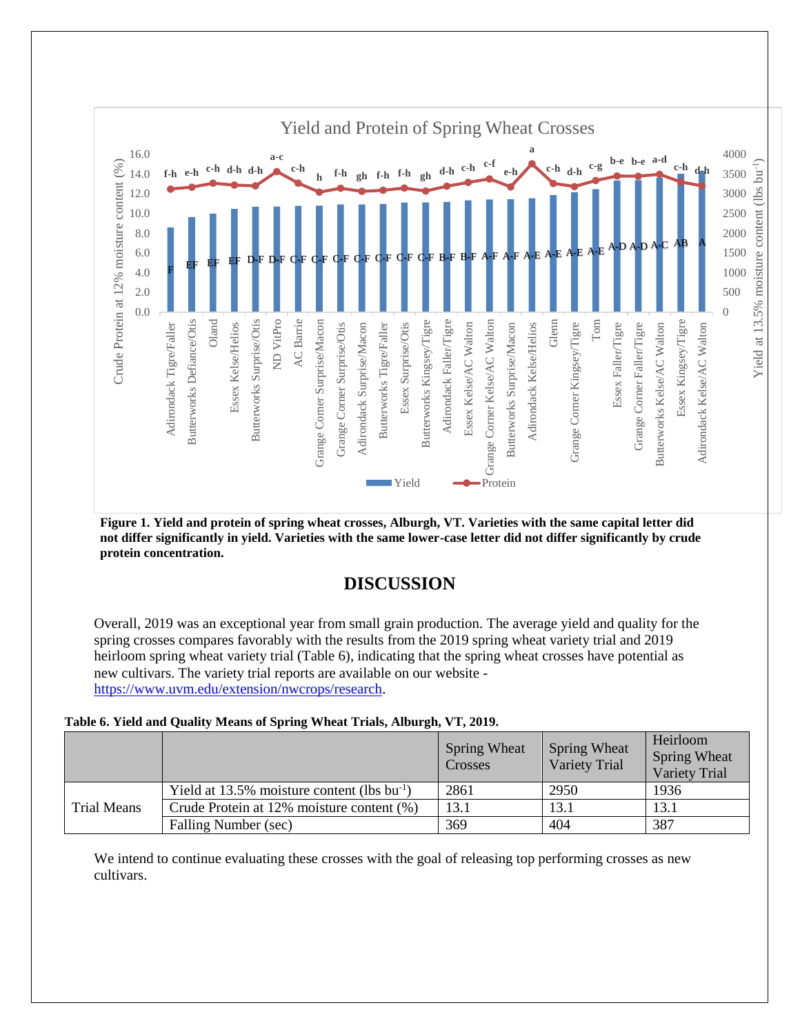**Figure 1. Yield and protein of spring wheat crosses, Alburgh, VT. Varieties with the same capital letter did not differ significantly in yield. Varieties with the same lower-case letter did not differ significantly by crude protein concentration.**

## DISCUSSION

Overall, 2019 was an exceptional year from small grain production. The average yield and quality for the spring crosses compares favorably with the results from the 2019 spring wheat variety trial and 2019 heirloom spring wheat variety trial (Table 6), indicating that the spring wheat crosses have potential as new cultivars. The variety trial reports are available on our website - https://www.uvm.edu/extension/nwcrops/research.

**Table 6. Yield and Quality Means of Spring Wheat Trials, Alburgh, VT, 2019.**

| | | Spring Wheat Crosses | Spring Wheat Variety Trial | Heirloom Spring Wheat Variety Trial |
|---|---|---|---|---|
| Trial Means | Yield at 13.5% moisture content (lbs bu$^{-1}$) | 2861 | 2950 | 1936 |
| | Crude Protein at 12% moisture content (%) | 13.1 | 13.1 | 13.1 |
| | Falling Number (sec) | 369 | 404 | 387 |

We intend to continue evaluating these crosses with the goal of releasing top performing crosses as new cultivars.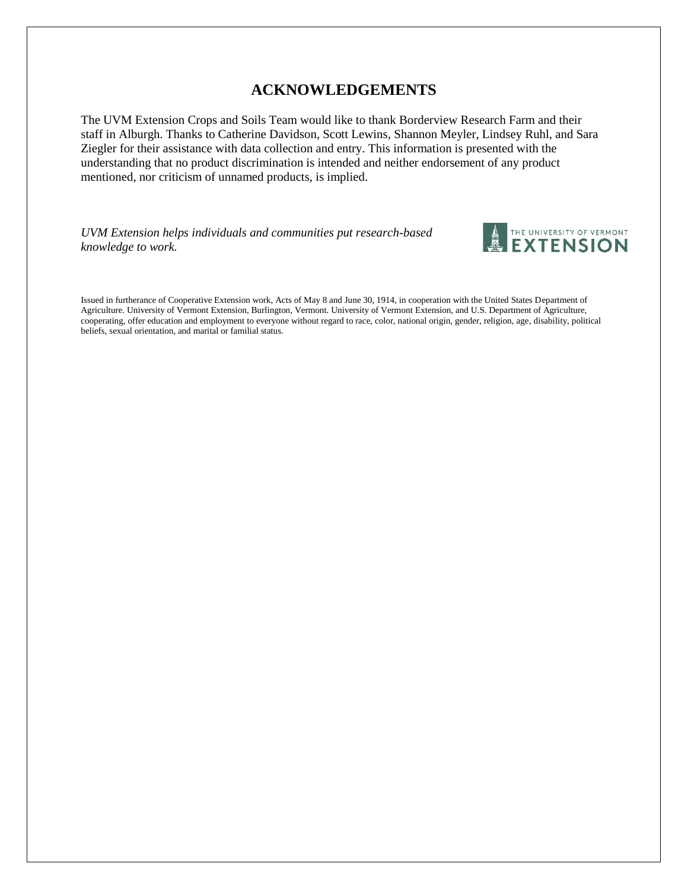# ACKNOWLEDGEMENTS

The UVM Extension Crops and Soils Team would like to thank Borderview Research Farm and their staff in Alburgh. Thanks to Catherine Davidson, Scott Lewins, Shannon Meyler, Lindsey Ruhl, and Sara Ziegler for their assistance with data collection and entry. This information is presented with the understanding that no product discrimination is intended and neither endorsement of any product mentioned, nor criticism of unnamed products, is implied.

*UVM Extension helps individuals and communities put research-based knowledge to work.*

THE UNIVERSITY OF VERMONT EXTENSION

Issued in furtherance of Cooperative Extension work, Acts of May 8 and June 30, 1914, in cooperation with the United States Department of Agriculture. University of Vermont Extension, Burlington, Vermont. University of Vermont Extension, and U.S. Department of Agriculture, cooperating, offer education and employment to everyone without regard to race, color, national origin, gender, religion, age, disability, political beliefs, sexual orientation, and marital or familial status.